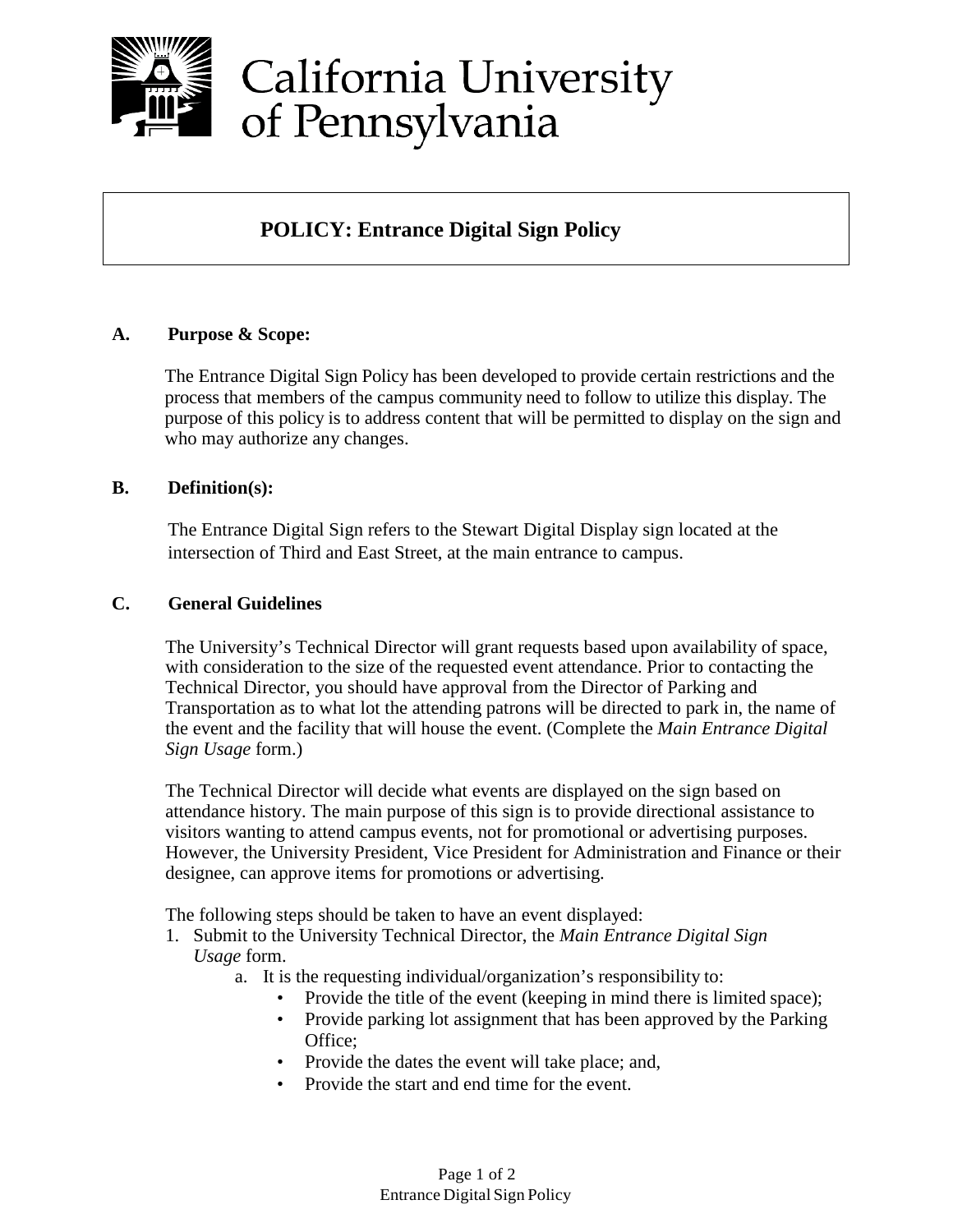# California University of Pennsylvania

## POLICY: Entrance Digital Sign Policy

### A. Purpose & Scope:

The Entrance Digital Sign Policy has been developed to provide certain restrictions and the process that members of the campus community need to follow to utilize this display. The purpose of this policy is to address content that will be permitted to display on the sign and who may authorize any changes.

### B. Definition(s):

The Entrance Digital Sign refers to the Stewart Digital Display sign located at the intersection of Third and East Street, at the main entrance to campus.

### C. General Guidelines

The University's Technical Director will grant requests based upon availability of space, with consideration to the size of the requested event attendance. Prior to contacting the Technical Director, you should have approval from the Director of Parking and Transportation as to what lot the attending patrons will be directed to park in, the name of the event and the facility that will house the event. (Complete the *Main Entrance Digital Sign Usage* form.)

The Technical Director will decide what events are displayed on the sign based on attendance history. The main purpose of this sign is to provide directional assistance to visitors wanting to attend campus events, not for promotional or advertising purposes. However, the University President, Vice President for Administration and Finance or their designee, can approve items for promotions or advertising.

The following steps should be taken to have an event displayed:

1. Submit to the University Technical Director, the *Main Entrance Digital Sign Usage* form.
   a. It is the requesting individual/organization's responsibility to:
      - Provide the title of the event (keeping in mind there is limited space);
      - Provide parking lot assignment that has been approved by the Parking Office;
      - Provide the dates the event will take place; and,
      - Provide the start and end time for the event.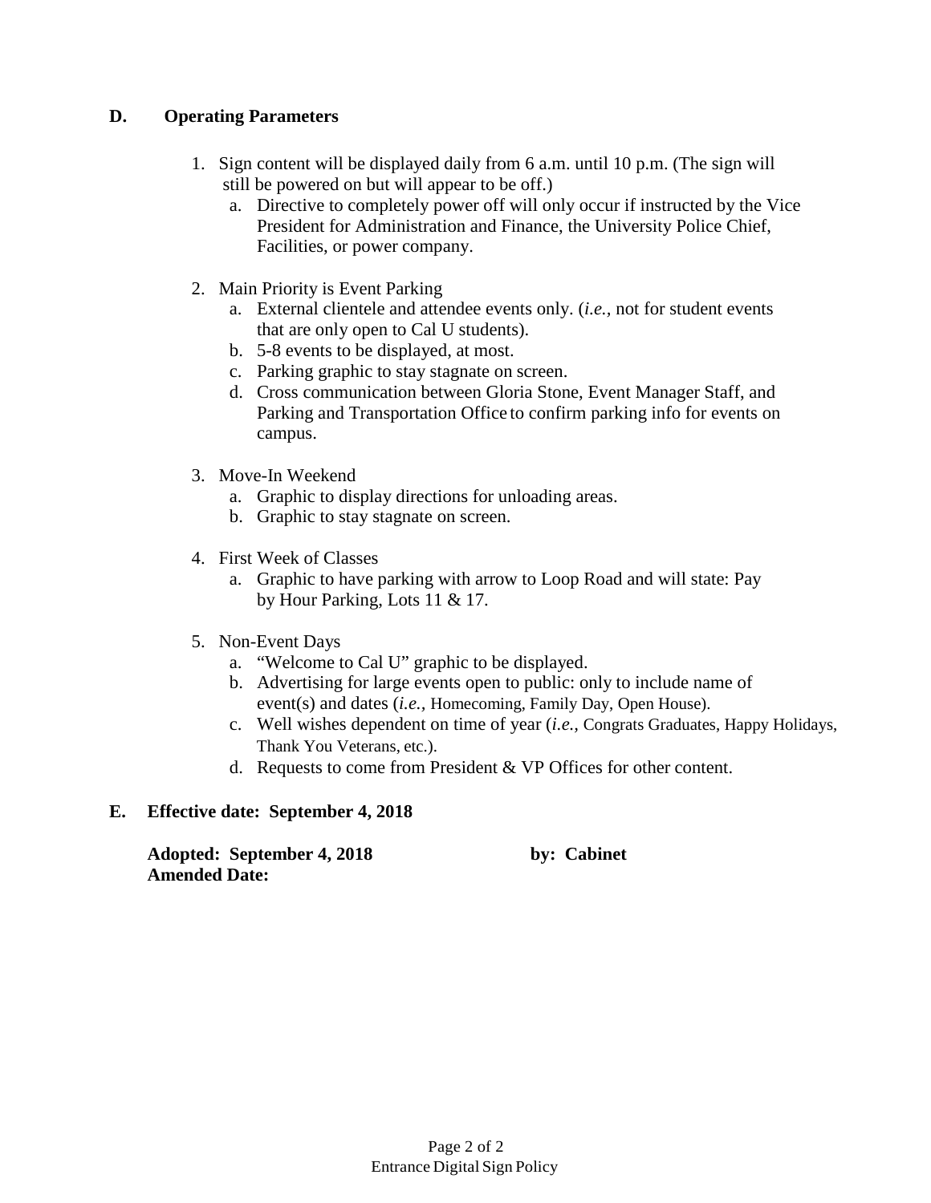## D. Operating Parameters

1. Sign content will be displayed daily from 6 a.m. until 10 p.m. (The sign will still be powered on but will appear to be off.)
   a. Directive to completely power off will only occur if instructed by the Vice President for Administration and Finance, the University Police Chief, Facilities, or power company.

2. Main Priority is Event Parking
   a. External clientele and attendee events only. (*i.e.*, not for student events that are only open to Cal U students).
   b. 5-8 events to be displayed, at most.
   c. Parking graphic to stay stagnate on screen.
   d. Cross communication between Gloria Stone, Event Manager Staff, and Parking and Transportation Office to confirm parking info for events on campus.

3. Move-In Weekend
   a. Graphic to display directions for unloading areas.
   b. Graphic to stay stagnate on screen.

4. First Week of Classes
   a. Graphic to have parking with arrow to Loop Road and will state: Pay by Hour Parking, Lots 11 & 17.

5. Non-Event Days
   a. "Welcome to Cal U" graphic to be displayed.
   b. Advertising for large events open to public: only to include name of event(s) and dates (*i.e.*, Homecoming, Family Day, Open House).
   c. Well wishes dependent on time of year (*i.e.*, Congrats Graduates, Happy Holidays, Thank You Veterans, etc.).
   d. Requests to come from President & VP Offices for other content.

## E. Effective date: September 4, 2018

**Adopted: September 4, 2018** **by: Cabinet**
**Amended Date:**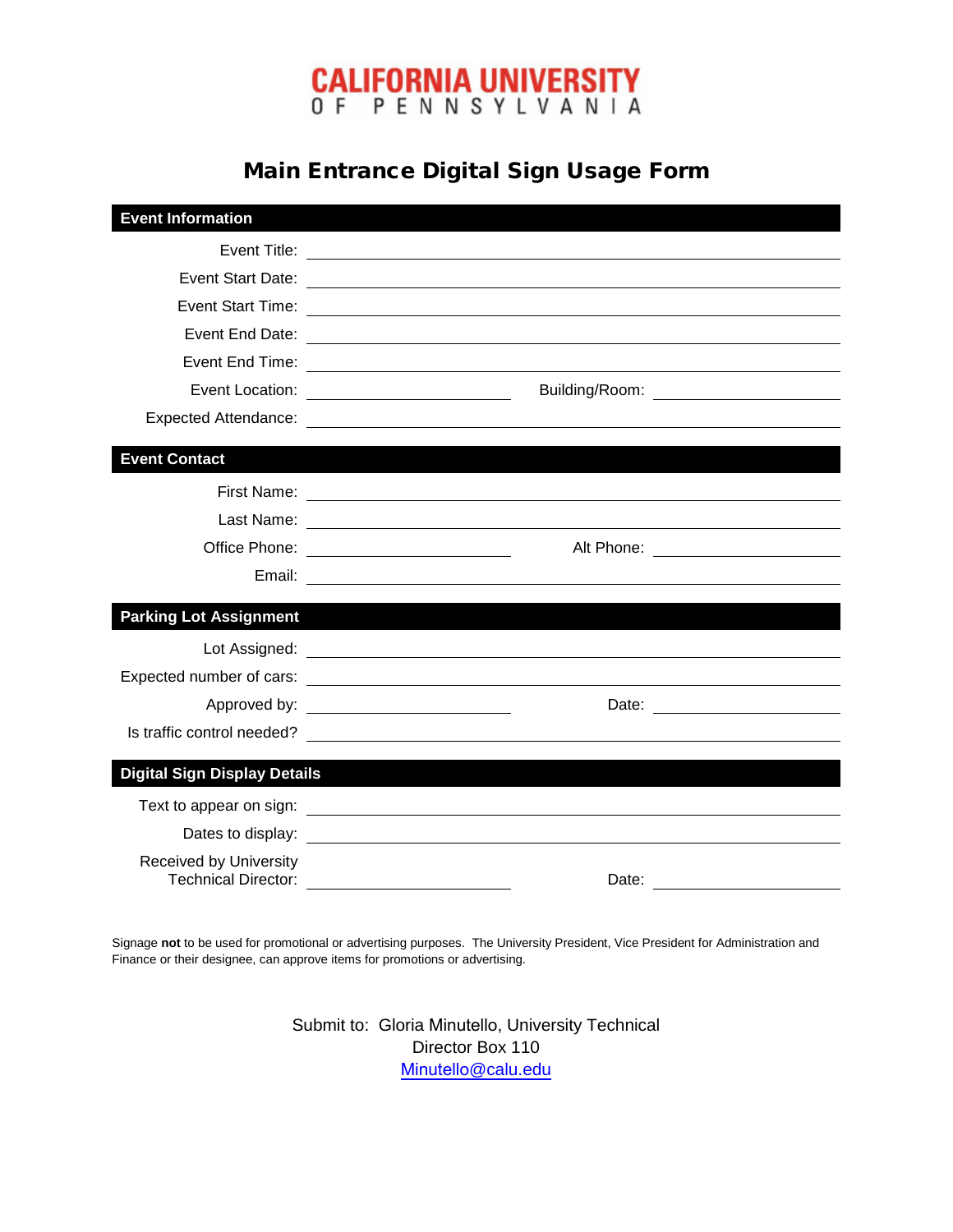CALIFORNIA UNIVERSITY
OF PENNSYLVANIA

# Main Entrance Digital Sign Usage Form

## Event Information

Event Title: ______________________________

Event Start Date: ______________________________

Event Start Time: ______________________________

Event End Date: ______________________________

Event End Time: ______________________________

Event Location: ______________ Building/Room: ______________

Expected Attendance: ______________________________

## Event Contact

First Name: ______________________________

Last Name: ______________________________

Office Phone: ______________ Alt Phone: ______________

Email: ______________________________

## Parking Lot Assignment

Lot Assigned: ______________________________

Expected number of cars: ______________________________

Approved by: ______________ Date: ______________

Is traffic control needed? ______________________________

## Digital Sign Display Details

Text to appear on sign: ______________________________

Dates to display: ______________________________

Received by University Technical Director: ______________ Date: ______________

Signage **not** to be used for promotional or advertising purposes. The University President, Vice President for Administration and Finance or their designee, can approve items for promotions or advertising.

Submit to: Gloria Minutello, University Technical Director Box 110
Minutello@calu.edu